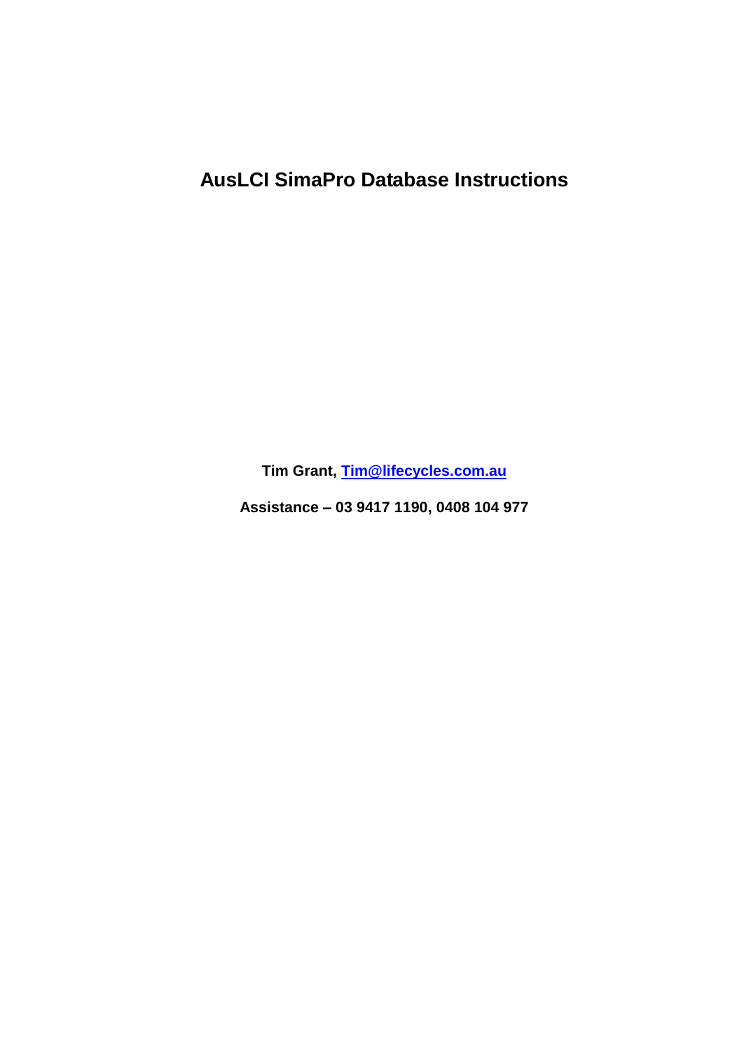# AusLCI SimaPro Database Instructions

**Tim Grant, [Tim@lifecycles.com.au](mailto:Tim@lifecycles.com.au)**

**Assistance – 03 9417 1190, 0408 104 977**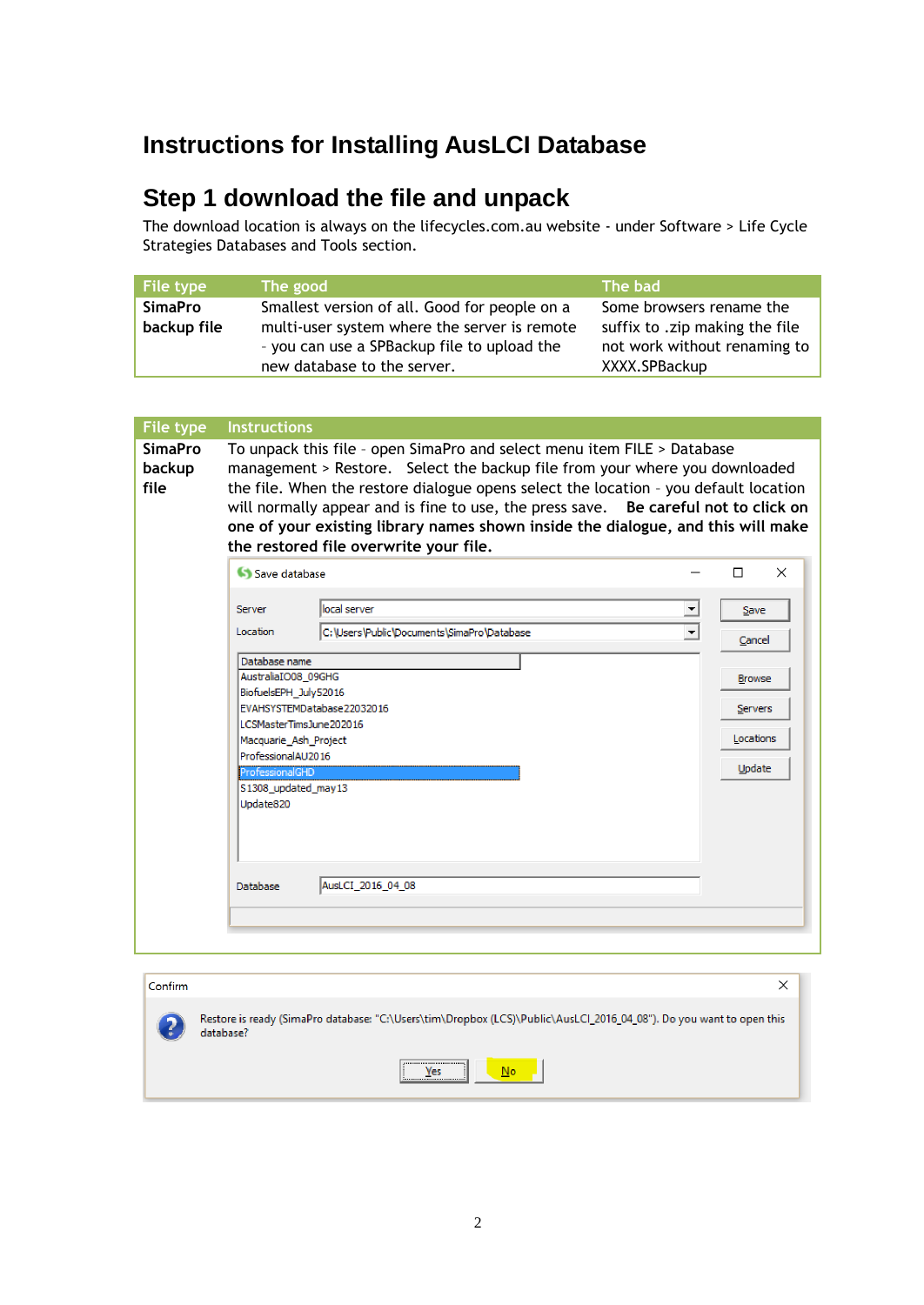# Instructions for Installing AusLCI Database

## Step 1 download the file and unpack

The download location is always on the lifecycles.com.au website - under Software > Life Cycle Strategies Databases and Tools section.

| File type | The good | The bad |
|---|---|---|
| **SimaPro backup file** | Smallest version of all. Good for people on a multi-user system where the server is remote - you can use a SPBackup file to upload the new database to the server. | Some browsers rename the suffix to .zip making the file not work without renaming to XXXX.SPBackup |

| File type | Instructions |
|---|---|
| **SimaPro backup file** | To unpack this file - open SimaPro and select menu item FILE > Database management > Restore. Select the backup file from your where you downloaded the file. When the restore dialogue opens select the location - you default location will normally appear and is fine to use, the press save. **Be careful not to click on one of your existing library names shown inside the dialogue, and this will make the restored file overwrite your file.** |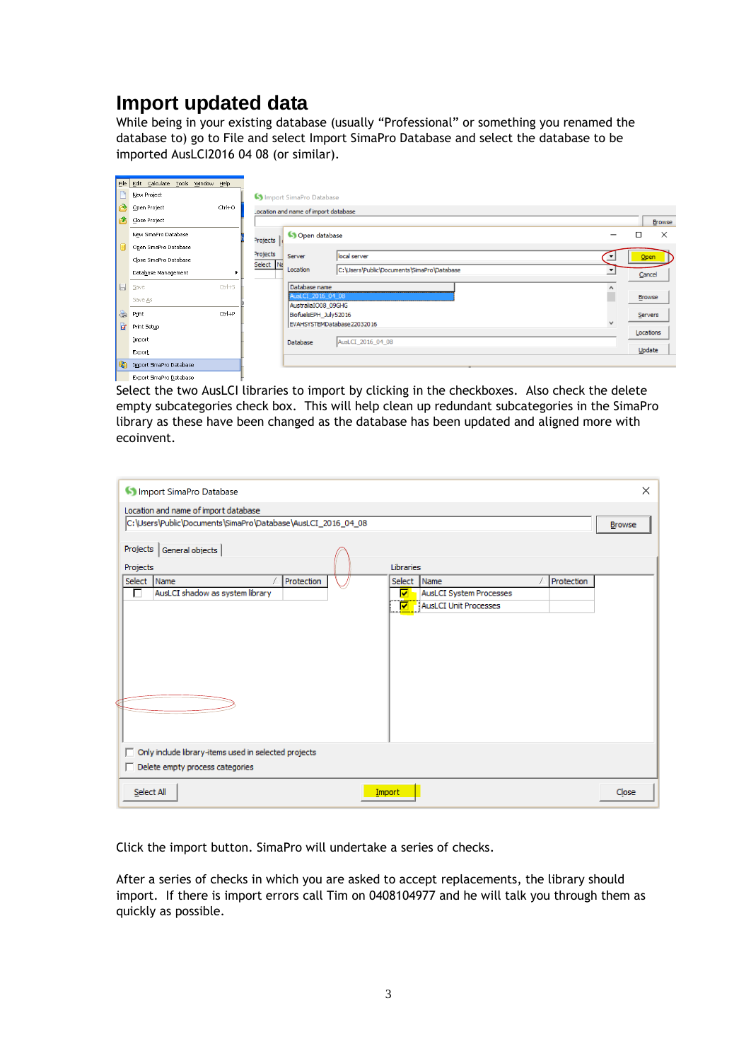# Import updated data

While being in your existing database (usually “Professional” or something you renamed the database to) go to File and select Import SimaPro Database and select the database to be imported AusLCI2016 04 08 (or similar).

Select the two AusLCI libraries to import by clicking in the checkboxes. Also check the delete empty subcategories check box. This will help clean up redundant subcategories in the SimaPro library as these have been changed as the database has been updated and aligned more with ecoinvent.

Click the import button. SimaPro will undertake a series of checks.

After a series of checks in which you are asked to accept replacements, the library should import. If there is import errors call Tim on 0408104977 and he will talk you through them as quickly as possible.